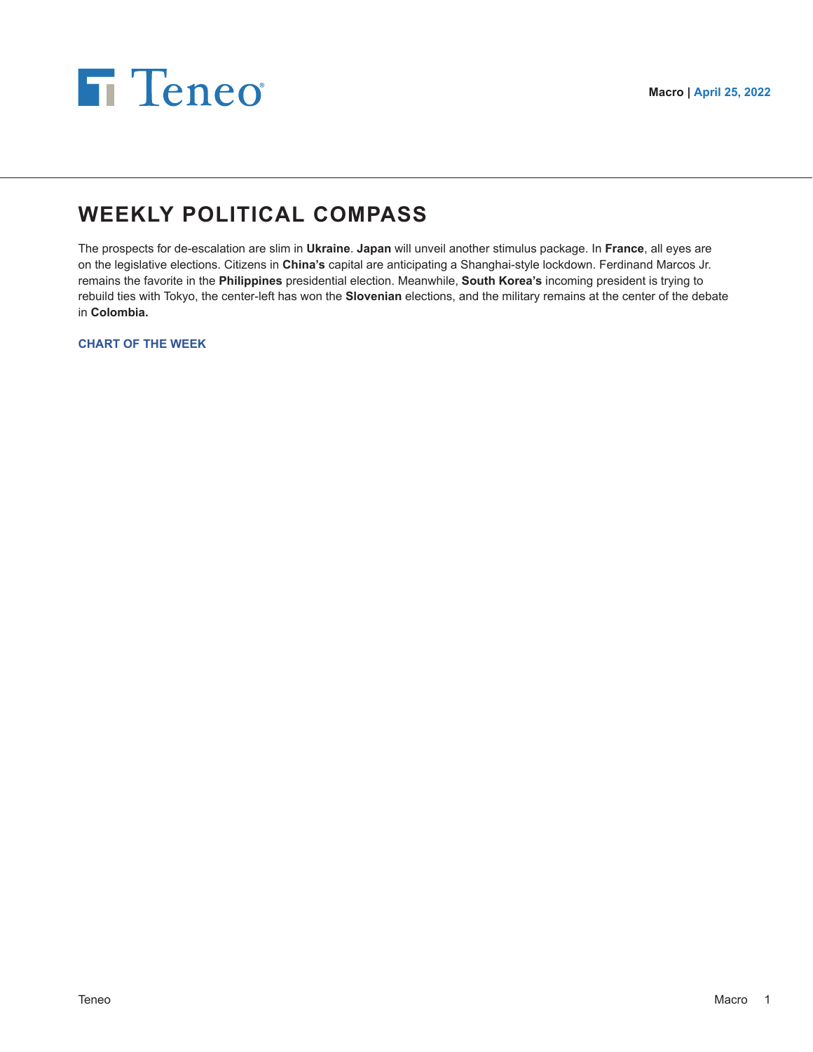Macro | April 25, 2022

# WEEKLY POLITICAL COMPASS

The prospects for de-escalation are slim in **Ukraine**. **Japan** will unveil another stimulus package. In **France**, all eyes are on the legislative elections. Citizens in **China's** capital are anticipating a Shanghai-style lockdown. Ferdinand Marcos Jr. remains the favorite in the **Philippines** presidential election. Meanwhile, **South Korea's** incoming president is trying to rebuild ties with Tokyo, the center-left has won the **Slovenian** elections, and the military remains at the center of the debate in **Colombia.**

**CHART OF THE WEEK**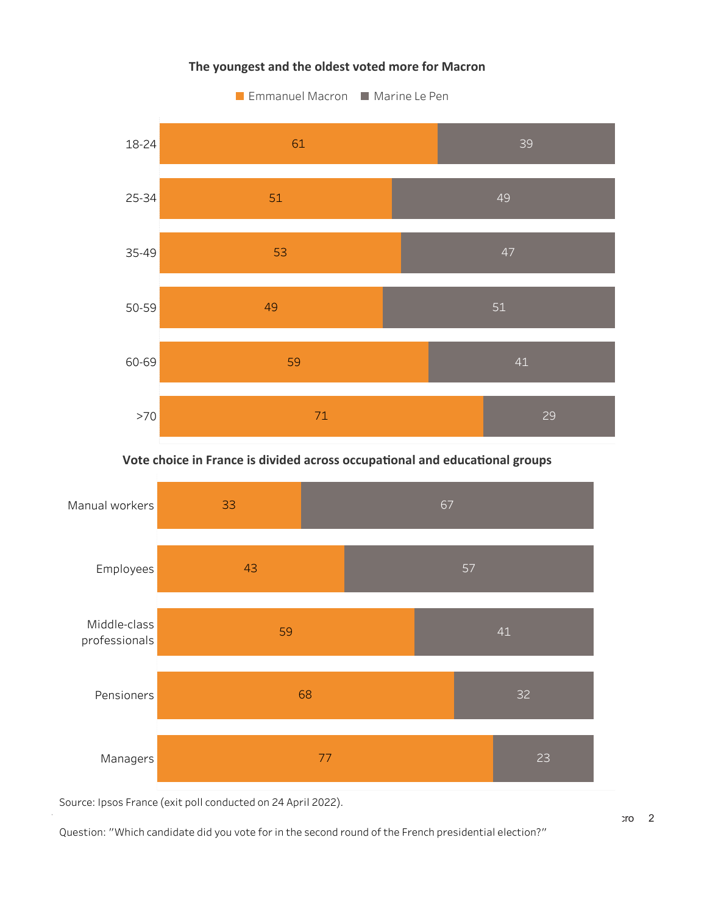**The youngest and the oldest voted more for Macron**

| Age | Emmanuel Macron | Marine Le Pen |
|---|---|---|
| 18-24 | 61 | 39 |
| 25-34 | 51 | 49 |
| 35-49 | 53 | 47 |
| 50-59 | 49 | 51 |
| 60-69 | 59 | 41 |
| >70 | 71 | 29 |

**Vote choice in France is divided across occupational and educational groups**

| Group | Emmanuel Macron | Marine Le Pen |
|---|---|---|
| Manual workers | 33 | 67 |
| Employees | 43 | 57 |
| Middle-class professionals | 59 | 41 |
| Pensioners | 68 | 32 |
| Managers | 77 | 23 |

Source: Ipsos France (exit poll conducted on 24 April 2022).

Question: "Which candidate did you vote for in the second round of the French presidential election?"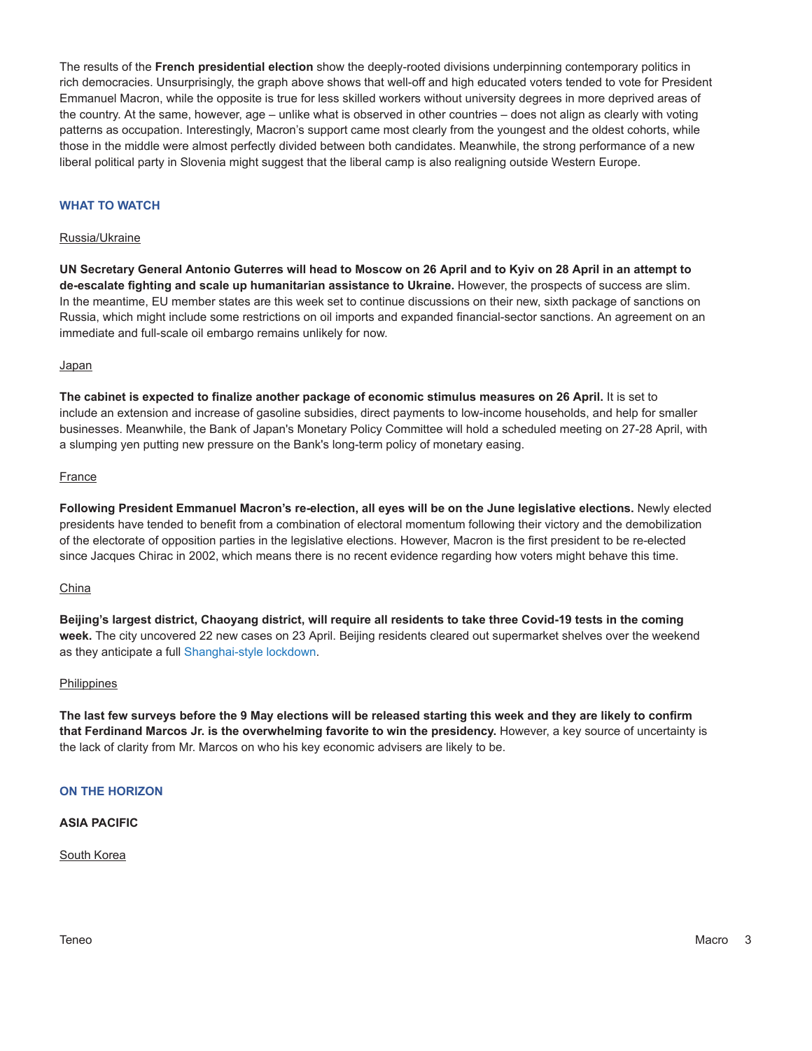The results of the **French presidential election** show the deeply-rooted divisions underpinning contemporary politics in rich democracies. Unsurprisingly, the graph above shows that well-off and high educated voters tended to vote for President Emmanuel Macron, while the opposite is true for less skilled workers without university degrees in more deprived areas of the country. At the same, however, age – unlike what is observed in other countries – does not align as clearly with voting patterns as occupation. Interestingly, Macron's support came most clearly from the youngest and the oldest cohorts, while those in the middle were almost perfectly divided between both candidates. Meanwhile, the strong performance of a new liberal political party in Slovenia might suggest that the liberal camp is also realigning outside Western Europe.

## WHAT TO WATCH

### Russia/Ukraine

**UN Secretary General Antonio Guterres will head to Moscow on 26 April and to Kyiv on 28 April in an attempt to de-escalate fighting and scale up humanitarian assistance to Ukraine.** However, the prospects of success are slim. In the meantime, EU member states are this week set to continue discussions on their new, sixth package of sanctions on Russia, which might include some restrictions on oil imports and expanded financial-sector sanctions. An agreement on an immediate and full-scale oil embargo remains unlikely for now.

### Japan

**The cabinet is expected to finalize another package of economic stimulus measures on 26 April.** It is set to include an extension and increase of gasoline subsidies, direct payments to low-income households, and help for smaller businesses. Meanwhile, the Bank of Japan's Monetary Policy Committee will hold a scheduled meeting on 27-28 April, with a slumping yen putting new pressure on the Bank's long-term policy of monetary easing.

### France

**Following President Emmanuel Macron's re-election, all eyes will be on the June legislative elections.** Newly elected presidents have tended to benefit from a combination of electoral momentum following their victory and the demobilization of the electorate of opposition parties in the legislative elections. However, Macron is the first president to be re-elected since Jacques Chirac in 2002, which means there is no recent evidence regarding how voters might behave this time.

### China

**Beijing's largest district, Chaoyang district, will require all residents to take three Covid-19 tests in the coming week.** The city uncovered 22 new cases on 23 April. Beijing residents cleared out supermarket shelves over the weekend as they anticipate a full Shanghai-style lockdown.

### Philippines

**The last few surveys before the 9 May elections will be released starting this week and they are likely to confirm that Ferdinand Marcos Jr. is the overwhelming favorite to win the presidency.** However, a key source of uncertainty is the lack of clarity from Mr. Marcos on who his key economic advisers are likely to be.

## ON THE HORIZON

### ASIA PACIFIC

#### South Korea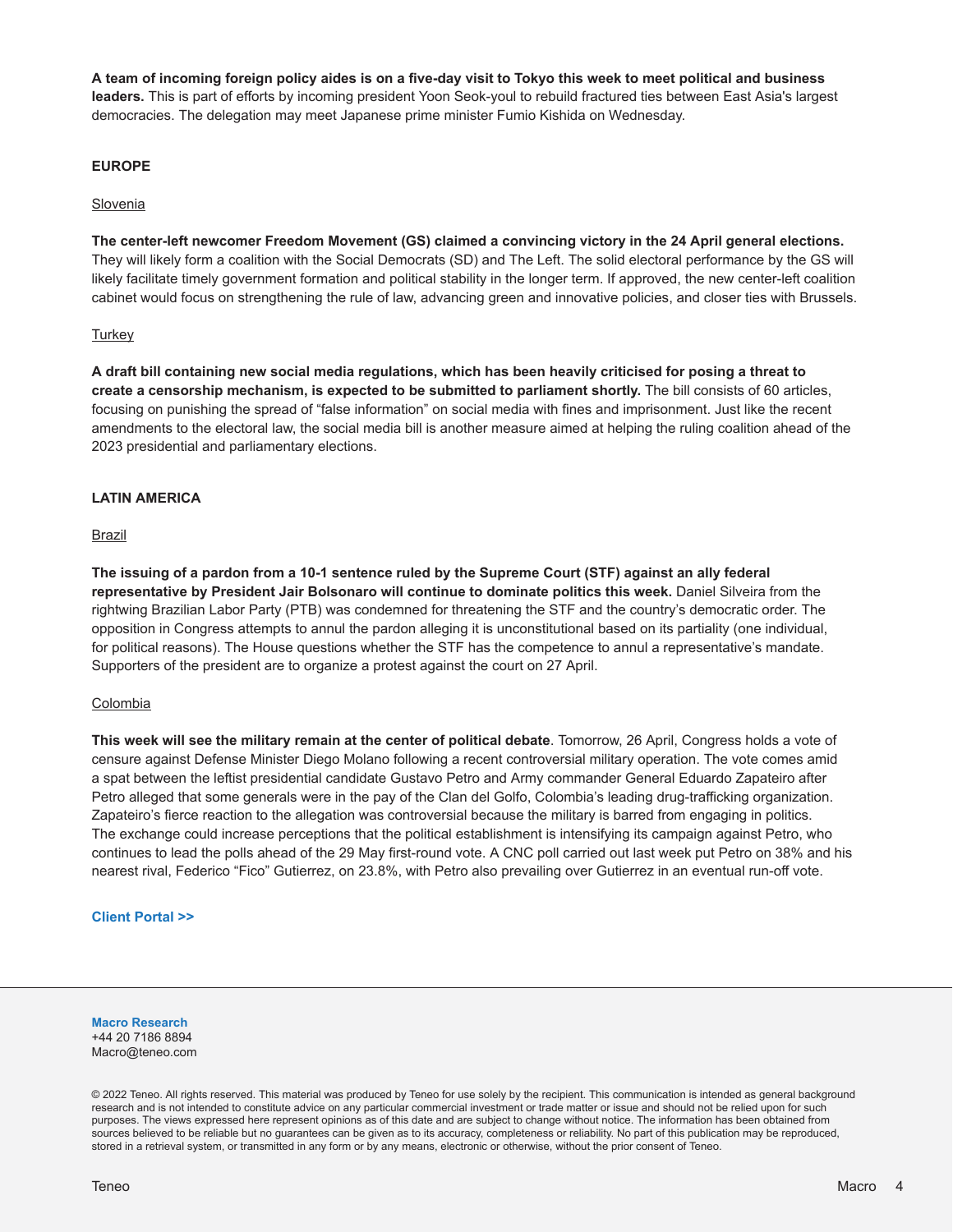**A team of incoming foreign policy aides is on a five-day visit to Tokyo this week to meet political and business leaders.** This is part of efforts by incoming president Yoon Seok-youl to rebuild fractured ties between East Asia's largest democracies. The delegation may meet Japanese prime minister Fumio Kishida on Wednesday.

## EUROPE

### Slovenia

**The center-left newcomer Freedom Movement (GS) claimed a convincing victory in the 24 April general elections.** They will likely form a coalition with the Social Democrats (SD) and The Left. The solid electoral performance by the GS will likely facilitate timely government formation and political stability in the longer term. If approved, the new center-left coalition cabinet would focus on strengthening the rule of law, advancing green and innovative policies, and closer ties with Brussels.

### Turkey

**A draft bill containing new social media regulations, which has been heavily criticised for posing a threat to create a censorship mechanism, is expected to be submitted to parliament shortly.** The bill consists of 60 articles, focusing on punishing the spread of "false information" on social media with fines and imprisonment. Just like the recent amendments to the electoral law, the social media bill is another measure aimed at helping the ruling coalition ahead of the 2023 presidential and parliamentary elections.

## LATIN AMERICA

### Brazil

**The issuing of a pardon from a 10-1 sentence ruled by the Supreme Court (STF) against an ally federal representative by President Jair Bolsonaro will continue to dominate politics this week.** Daniel Silveira from the rightwing Brazilian Labor Party (PTB) was condemned for threatening the STF and the country's democratic order. The opposition in Congress attempts to annul the pardon alleging it is unconstitutional based on its partiality (one individual, for political reasons). The House questions whether the STF has the competence to annul a representative's mandate. Supporters of the president are to organize a protest against the court on 27 April.

### Colombia

**This week will see the military remain at the center of political debate**. Tomorrow, 26 April, Congress holds a vote of censure against Defense Minister Diego Molano following a recent controversial military operation. The vote comes amid a spat between the leftist presidential candidate Gustavo Petro and Army commander General Eduardo Zapateiro after Petro alleged that some generals were in the pay of the Clan del Golfo, Colombia's leading drug-trafficking organization. Zapateiro's fierce reaction to the allegation was controversial because the military is barred from engaging in politics. The exchange could increase perceptions that the political establishment is intensifying its campaign against Petro, who continues to lead the polls ahead of the 29 May first-round vote. A CNC poll carried out last week put Petro on 38% and his nearest rival, Federico "Fico" Gutierrez, on 23.8%, with Petro also prevailing over Gutierrez in an eventual run-off vote.

**Client Portal >>**

**Macro Research**
+44 20 7186 8894
Macro@teneo.com

© 2022 Teneo. All rights reserved. This material was produced by Teneo for use solely by the recipient. This communication is intended as general background research and is not intended to constitute advice on any particular commercial investment or trade matter or issue and should not be relied upon for such purposes. The views expressed here represent opinions as of this date and are subject to change without notice. The information has been obtained from sources believed to be reliable but no guarantees can be given as to its accuracy, completeness or reliability. No part of this publication may be reproduced, stored in a retrieval system, or transmitted in any form or by any means, electronic or otherwise, without the prior consent of Teneo.